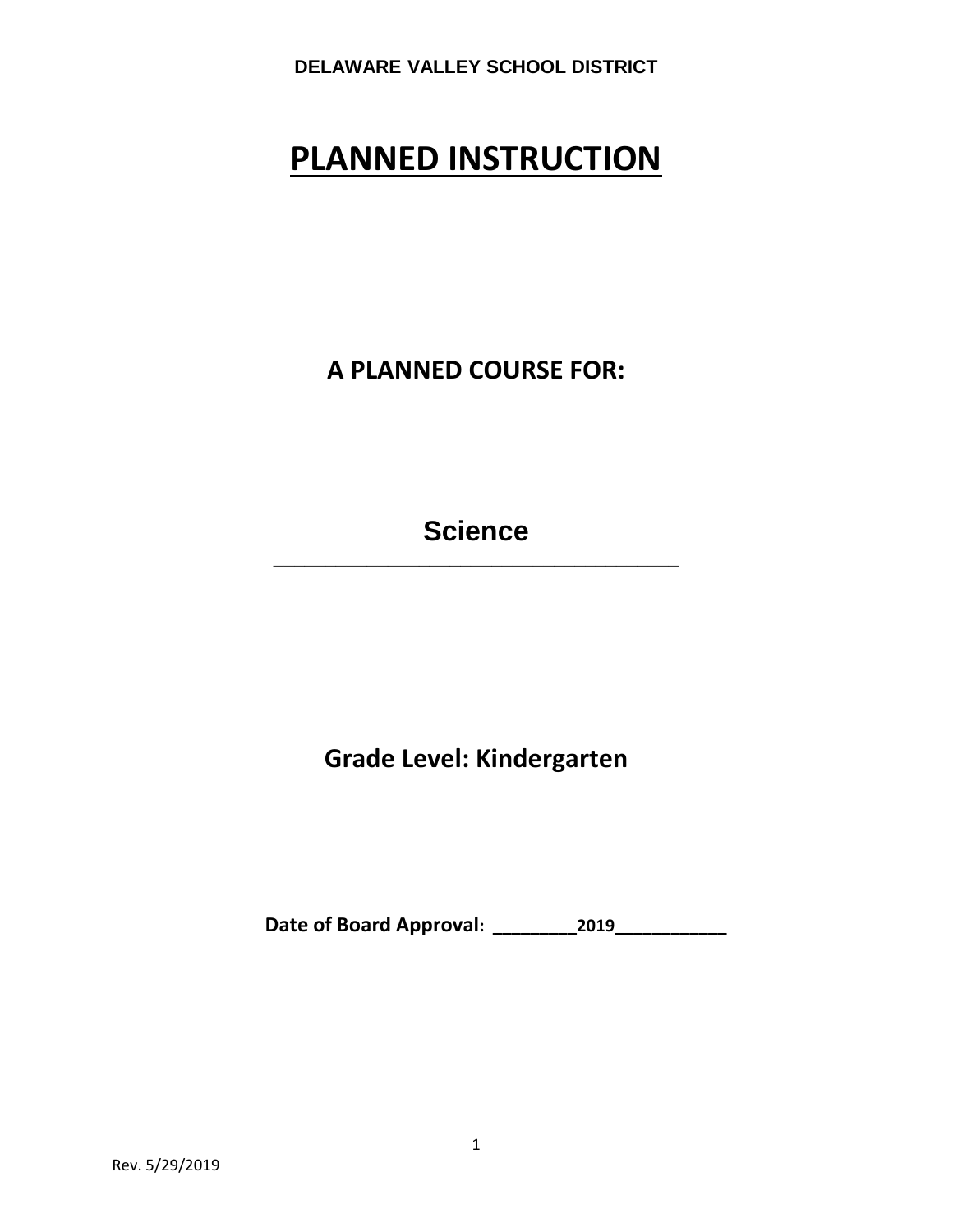**DELAWARE VALLEY SCHOOL DISTRICT**

# PLANNED INSTRUCTION

## A PLANNED COURSE FOR:

## Science

---

## Grade Level: Kindergarten

**Date of Board Approval: ________2019___________**

Rev. 5/29/2019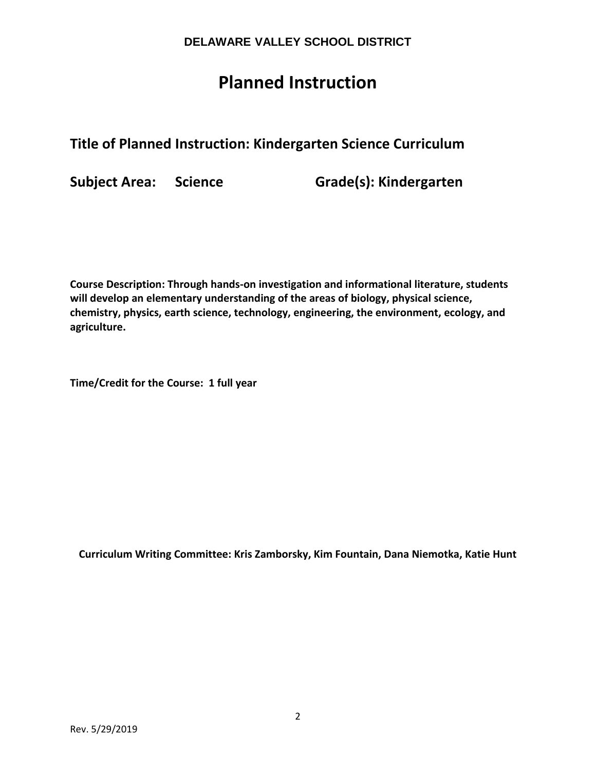**DELAWARE VALLEY SCHOOL DISTRICT**

# Planned Instruction

## Title of Planned Instruction: Kindergarten Science Curriculum

## Subject Area: Science Grade(s): Kindergarten

**Course Description: Through hands-on investigation and informational literature, students will develop an elementary understanding of the areas of biology, physical science, chemistry, physics, earth science, technology, engineering, the environment, ecology, and agriculture.**

**Time/Credit for the Course: 1 full year**

**Curriculum Writing Committee: Kris Zamborsky, Kim Fountain, Dana Niemotka, Katie Hunt**

Rev. 5/29/2019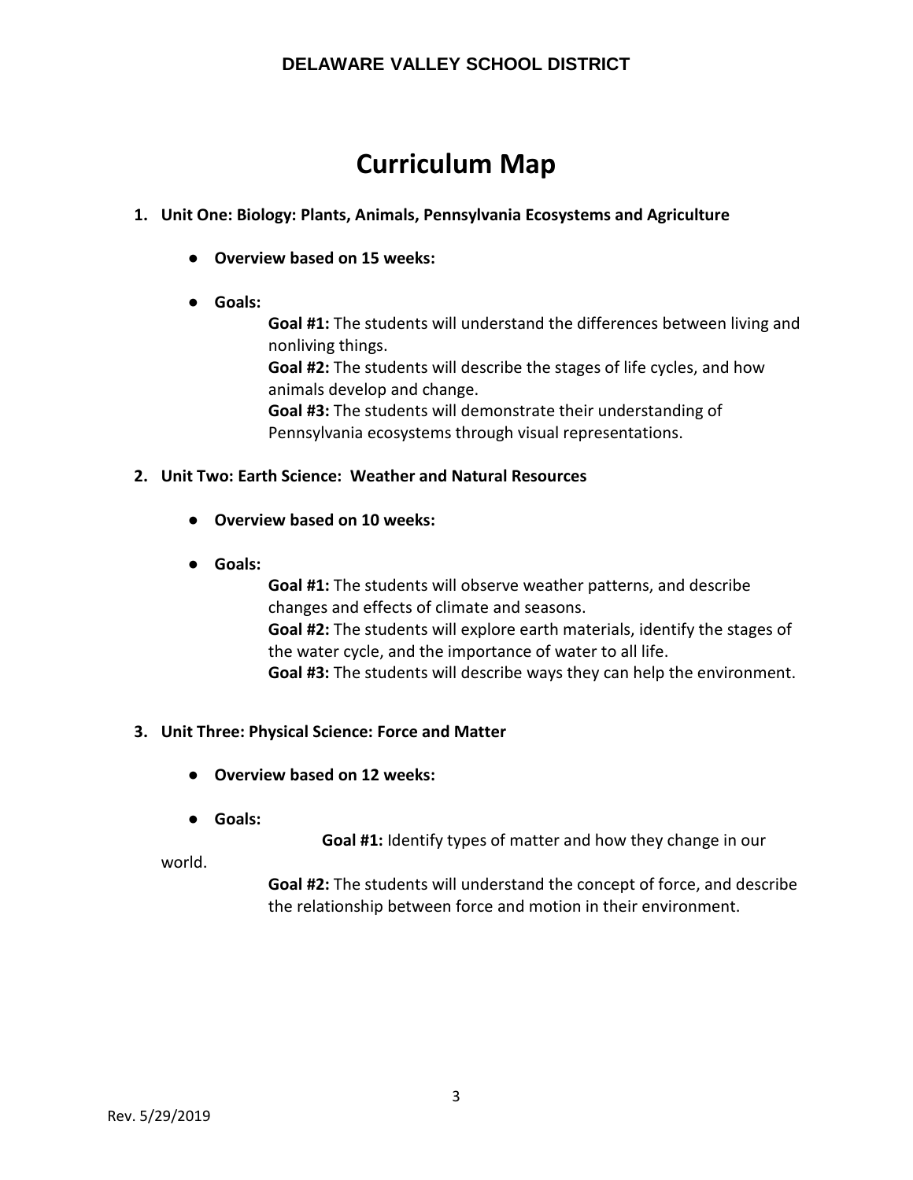# Curriculum Map

1. **Unit One: Biology: Plants, Animals, Pennsylvania Ecosystems and Agriculture**

    - **Overview based on 15 weeks:**

    - **Goals:**

        **Goal #1:** The students will understand the differences between living and nonliving things.
        **Goal #2:** The students will describe the stages of life cycles, and how animals develop and change.
        **Goal #3:** The students will demonstrate their understanding of Pennsylvania ecosystems through visual representations.

2. **Unit Two: Earth Science: Weather and Natural Resources**

    - **Overview based on 10 weeks:**

    - **Goals:**

        **Goal #1:** The students will observe weather patterns, and describe changes and effects of climate and seasons.
        **Goal #2:** The students will explore earth materials, identify the stages of the water cycle, and the importance of water to all life.
        **Goal #3:** The students will describe ways they can help the environment.

3. **Unit Three: Physical Science: Force and Matter**

    - **Overview based on 12 weeks:**

    - **Goals:**

        **Goal #1:** Identify types of matter and how they change in our world.
        **Goal #2:** The students will understand the concept of force, and describe the relationship between force and motion in their environment.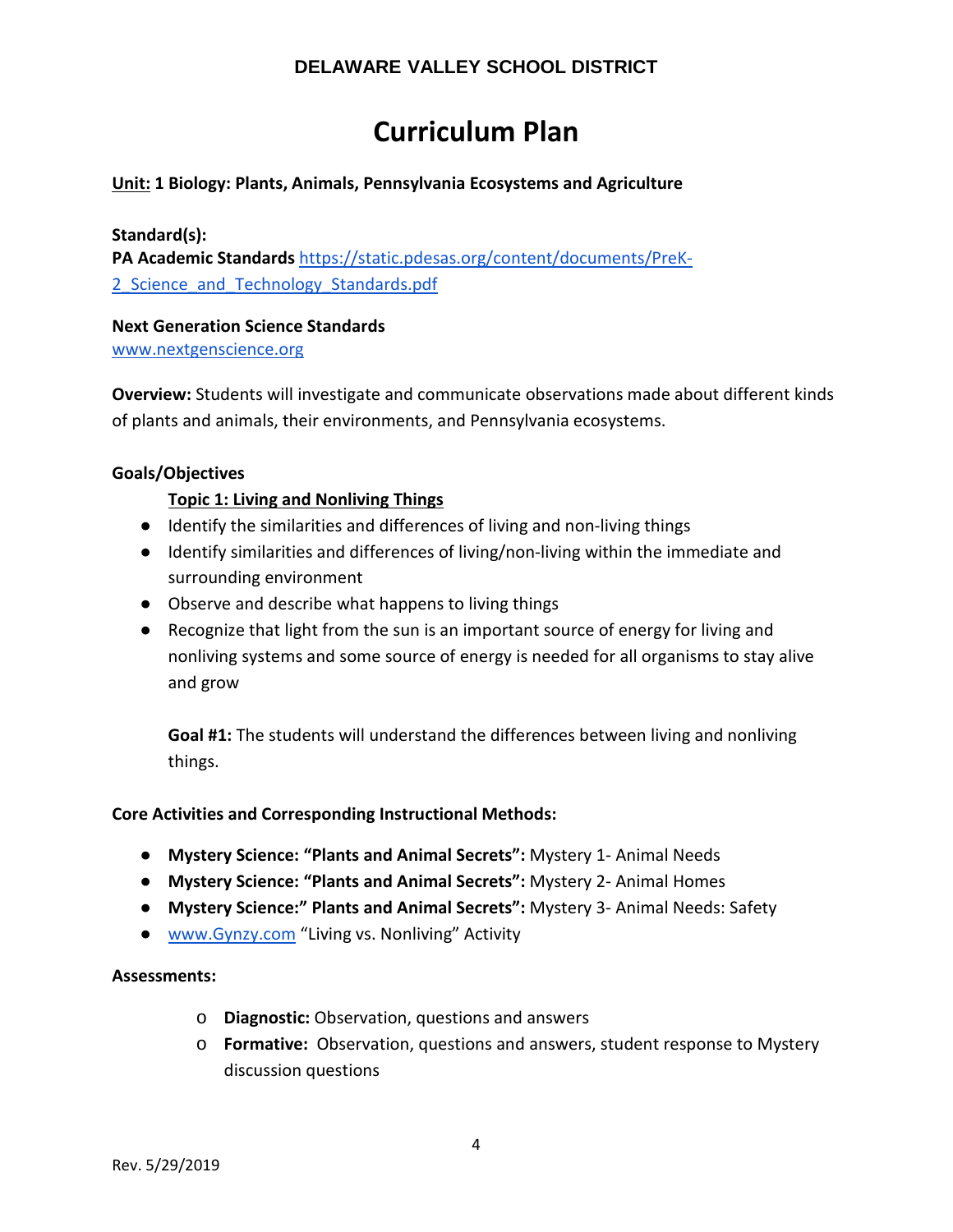**DELAWARE VALLEY SCHOOL DISTRICT**

# Curriculum Plan

**Unit: 1 Biology: Plants, Animals, Pennsylvania Ecosystems and Agriculture**

**Standard(s):**
**PA Academic Standards** [https://static.pdesas.org/content/documents/PreK-2_Science_and_Technology_Standards.pdf](https://static.pdesas.org/content/documents/PreK-2_Science_and_Technology_Standards.pdf)

**Next Generation Science Standards**
[www.nextgenscience.org](http://www.nextgenscience.org)

**Overview:** Students will investigate and communicate observations made about different kinds of plants and animals, their environments, and Pennsylvania ecosystems.

**Goals/Objectives**

**Topic 1: Living and Nonliving Things**

- Identify the similarities and differences of living and non-living things
- Identify similarities and differences of living/non-living within the immediate and surrounding environment
- Observe and describe what happens to living things
- Recognize that light from the sun is an important source of energy for living and nonliving systems and some source of energy is needed for all organisms to stay alive and grow

**Goal #1:** The students will understand the differences between living and nonliving things.

**Core Activities and Corresponding Instructional Methods:**

- **Mystery Science: "Plants and Animal Secrets":** Mystery 1- Animal Needs
- **Mystery Science: "Plants and Animal Secrets":** Mystery 2- Animal Homes
- **Mystery Science:" Plants and Animal Secrets":** Mystery 3- Animal Needs: Safety
- [www.Gynzy.com](http://www.Gynzy.com) "Living vs. Nonliving" Activity

**Assessments:**

- **Diagnostic:** Observation, questions and answers
- **Formative:** Observation, questions and answers, student response to Mystery discussion questions

Rev. 5/29/2019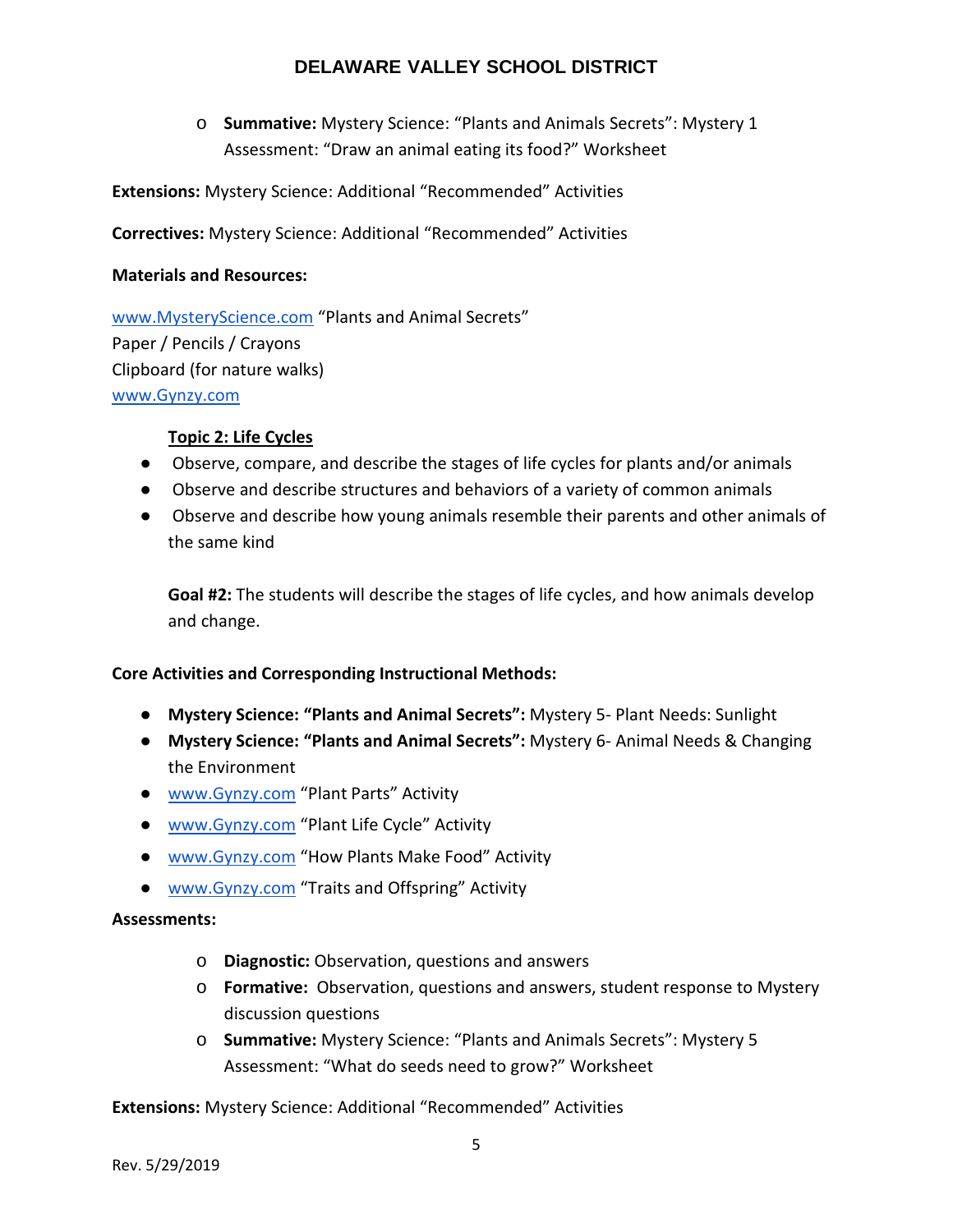- **Summative:** Mystery Science: "Plants and Animals Secrets": Mystery 1 Assessment: "Draw an animal eating its food?" Worksheet

**Extensions:** Mystery Science: Additional "Recommended" Activities

**Correctives:** Mystery Science: Additional "Recommended" Activities

**Materials and Resources:**

www.MysteryScience.com "Plants and Animal Secrets"
Paper / Pencils / Crayons
Clipboard (for nature walks)
www.Gynzy.com

**Topic 2: Life Cycles**

- Observe, compare, and describe the stages of life cycles for plants and/or animals
- Observe and describe structures and behaviors of a variety of common animals
- Observe and describe how young animals resemble their parents and other animals of the same kind

**Goal #2:** The students will describe the stages of life cycles, and how animals develop and change.

**Core Activities and Corresponding Instructional Methods:**

- **Mystery Science: "Plants and Animal Secrets":** Mystery 5- Plant Needs: Sunlight
- **Mystery Science: "Plants and Animal Secrets":** Mystery 6- Animal Needs & Changing the Environment
- www.Gynzy.com "Plant Parts" Activity
- www.Gynzy.com "Plant Life Cycle" Activity
- www.Gynzy.com "How Plants Make Food" Activity
- www.Gynzy.com "Traits and Offspring" Activity

**Assessments:**

- **Diagnostic:** Observation, questions and answers
- **Formative:** Observation, questions and answers, student response to Mystery discussion questions
- **Summative:** Mystery Science: "Plants and Animals Secrets": Mystery 5 Assessment: "What do seeds need to grow?" Worksheet

**Extensions:** Mystery Science: Additional "Recommended" Activities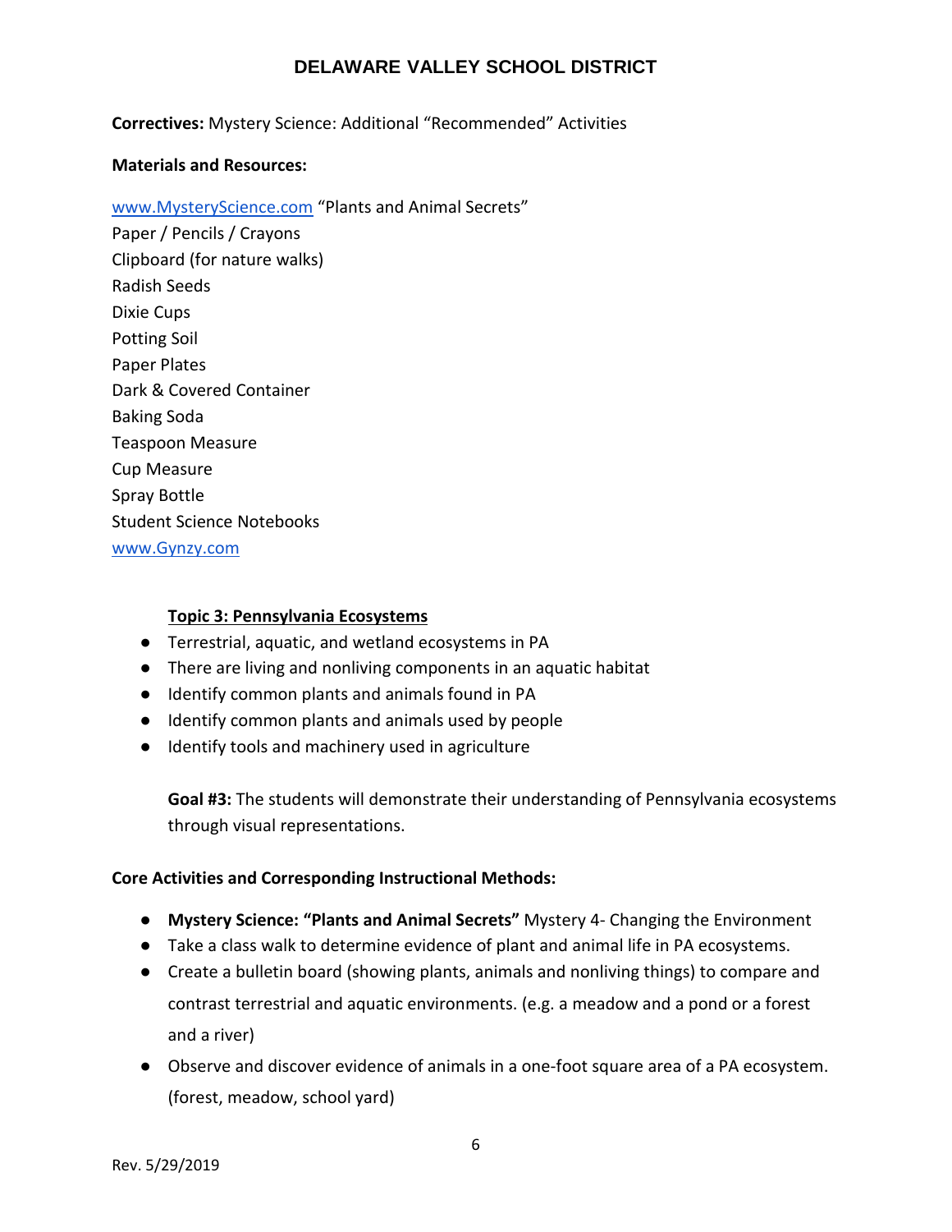**Correctives:** Mystery Science: Additional "Recommended" Activities

**Materials and Resources:**

www.MysteryScience.com "Plants and Animal Secrets"
Paper / Pencils / Crayons
Clipboard (for nature walks)
Radish Seeds
Dixie Cups
Potting Soil
Paper Plates
Dark & Covered Container
Baking Soda
Teaspoon Measure
Cup Measure
Spray Bottle
Student Science Notebooks
www.Gynzy.com

**Topic 3: Pennsylvania Ecosystems**

- Terrestrial, aquatic, and wetland ecosystems in PA
- There are living and nonliving components in an aquatic habitat
- Identify common plants and animals found in PA
- Identify common plants and animals used by people
- Identify tools and machinery used in agriculture

**Goal #3:** The students will demonstrate their understanding of Pennsylvania ecosystems through visual representations.

**Core Activities and Corresponding Instructional Methods:**

- **Mystery Science: "Plants and Animal Secrets"** Mystery 4- Changing the Environment
- Take a class walk to determine evidence of plant and animal life in PA ecosystems.
- Create a bulletin board (showing plants, animals and nonliving things) to compare and contrast terrestrial and aquatic environments. (e.g. a meadow and a pond or a forest and a river)
- Observe and discover evidence of animals in a one-foot square area of a PA ecosystem. (forest, meadow, school yard)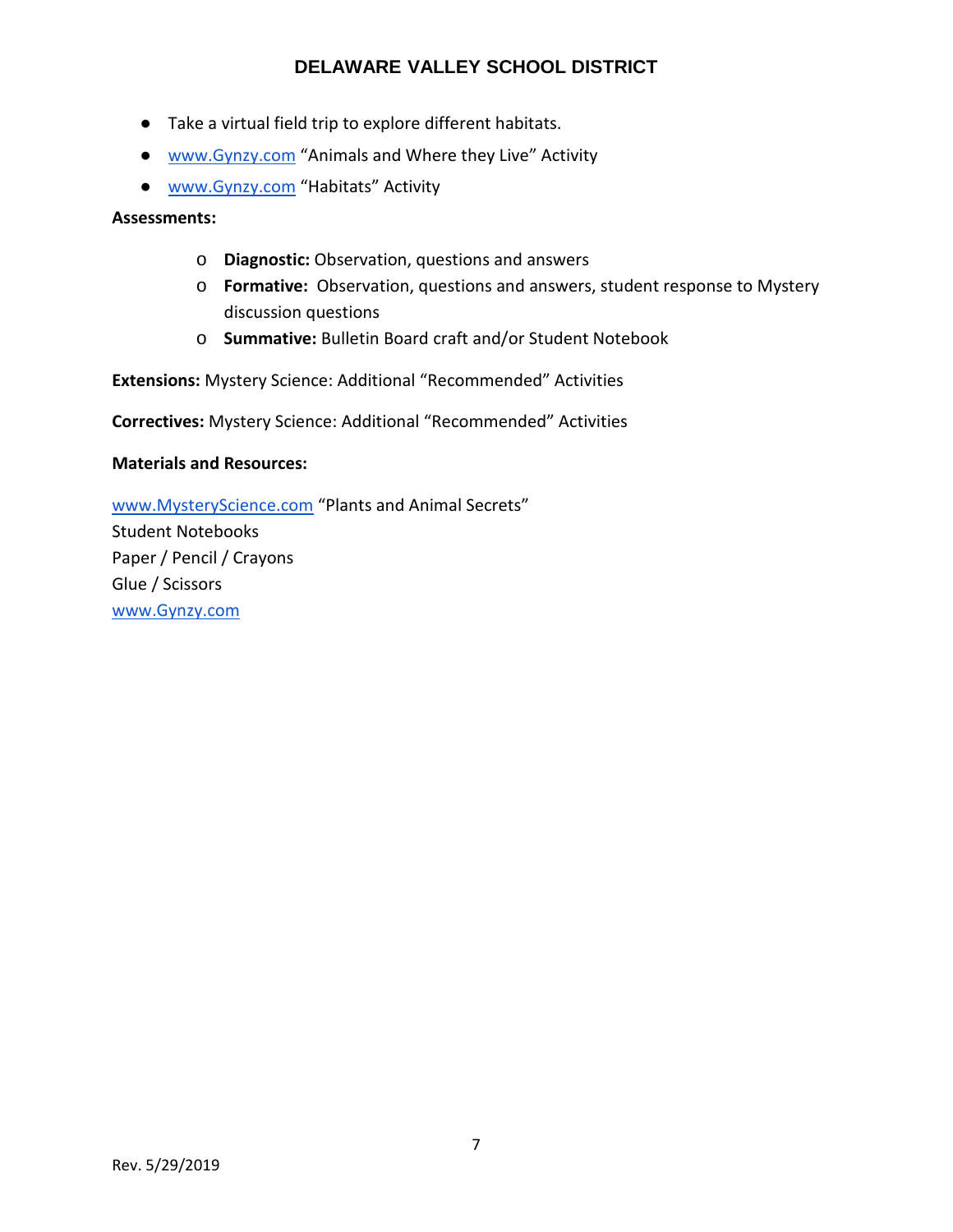- Take a virtual field trip to explore different habitats.
- www.Gynzy.com "Animals and Where they Live" Activity
- www.Gynzy.com "Habitats" Activity

**Assessments:**

- **Diagnostic:** Observation, questions and answers
- **Formative:** Observation, questions and answers, student response to Mystery discussion questions
- **Summative:** Bulletin Board craft and/or Student Notebook

**Extensions:** Mystery Science: Additional "Recommended" Activities

**Correctives:** Mystery Science: Additional "Recommended" Activities

**Materials and Resources:**

www.MysteryScience.com "Plants and Animal Secrets"
Student Notebooks
Paper / Pencil / Crayons
Glue / Scissors
www.Gynzy.com

Rev. 5/29/2019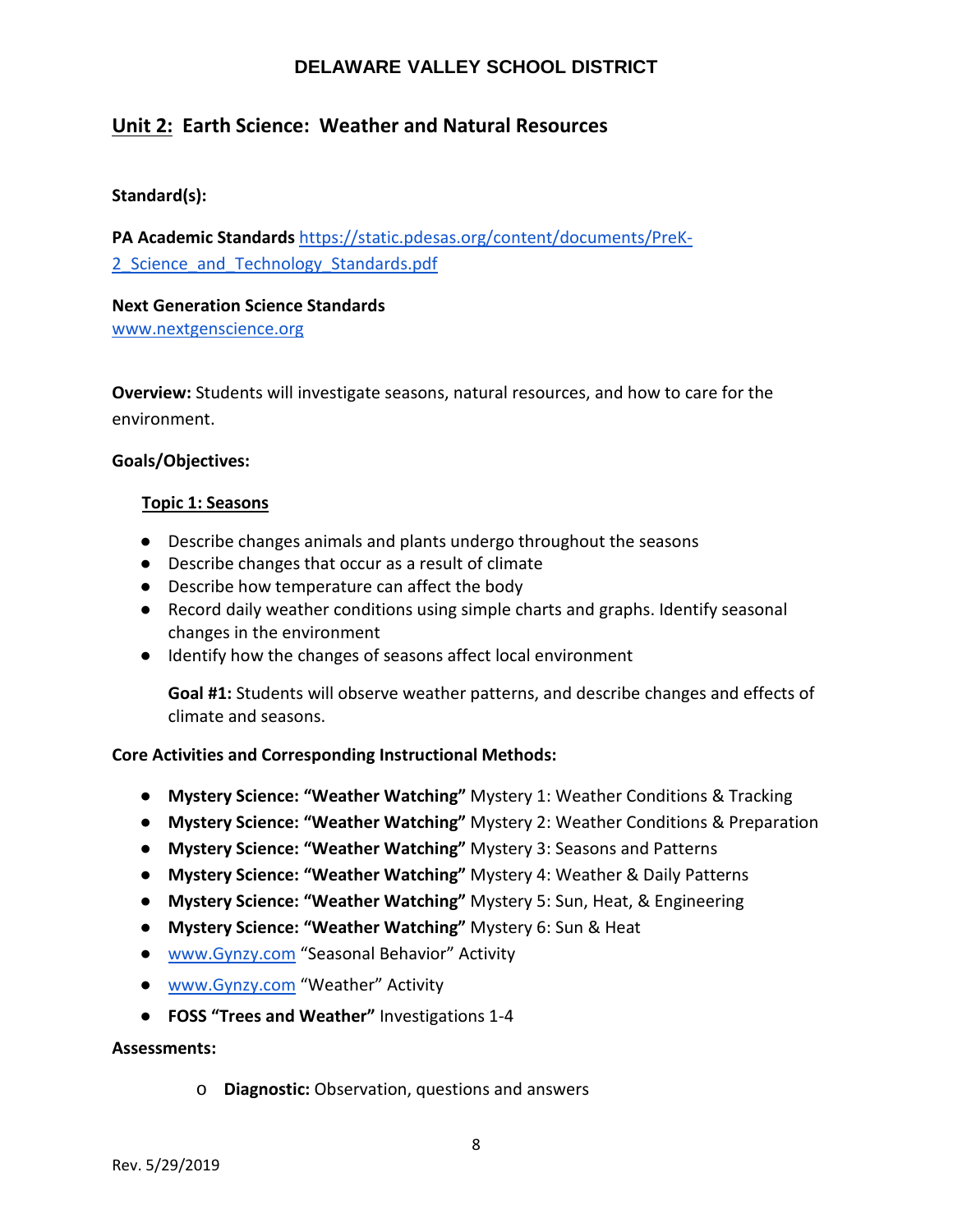## DELAWARE VALLEY SCHOOL DISTRICT

## Unit 2: Earth Science: Weather and Natural Resources

**Standard(s):**

**PA Academic Standards** https://static.pdesas.org/content/documents/PreK-2_Science_and_Technology_Standards.pdf

**Next Generation Science Standards**
www.nextgenscience.org

**Overview:** Students will investigate seasons, natural resources, and how to care for the environment.

**Goals/Objectives:**

**Topic 1: Seasons**

- Describe changes animals and plants undergo throughout the seasons
- Describe changes that occur as a result of climate
- Describe how temperature can affect the body
- Record daily weather conditions using simple charts and graphs. Identify seasonal changes in the environment
- Identify how the changes of seasons affect local environment

**Goal #1:** Students will observe weather patterns, and describe changes and effects of climate and seasons.

**Core Activities and Corresponding Instructional Methods:**

- **Mystery Science: "Weather Watching"** Mystery 1: Weather Conditions & Tracking
- **Mystery Science: "Weather Watching"** Mystery 2: Weather Conditions & Preparation
- **Mystery Science: "Weather Watching"** Mystery 3: Seasons and Patterns
- **Mystery Science: "Weather Watching"** Mystery 4: Weather & Daily Patterns
- **Mystery Science: "Weather Watching"** Mystery 5: Sun, Heat, & Engineering
- **Mystery Science: "Weather Watching"** Mystery 6: Sun & Heat
- www.Gynzy.com "Seasonal Behavior" Activity
- www.Gynzy.com "Weather" Activity
- **FOSS "Trees and Weather"** Investigations 1-4

**Assessments:**

- **Diagnostic:** Observation, questions and answers

Rev. 5/29/2019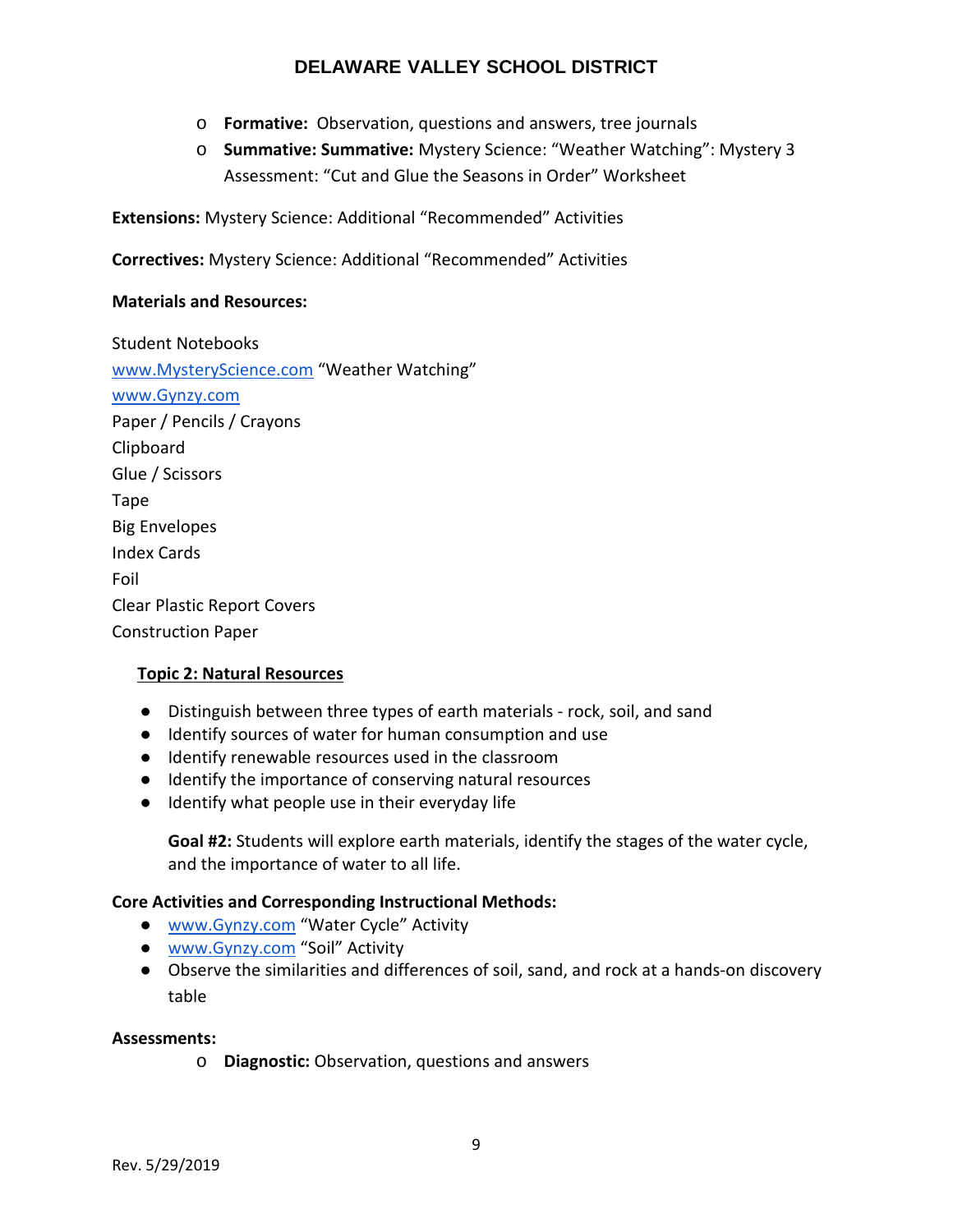- **Formative:** Observation, questions and answers, tree journals
- **Summative: Summative:** Mystery Science: "Weather Watching": Mystery 3 Assessment: "Cut and Glue the Seasons in Order" Worksheet

**Extensions:** Mystery Science: Additional "Recommended" Activities

**Correctives:** Mystery Science: Additional "Recommended" Activities

**Materials and Resources:**

Student Notebooks
www.MysteryScience.com "Weather Watching"
www.Gynzy.com
Paper / Pencils / Crayons
Clipboard
Glue / Scissors
Tape
Big Envelopes
Index Cards
Foil
Clear Plastic Report Covers
Construction Paper

## Topic 2: Natural Resources

- Distinguish between three types of earth materials - rock, soil, and sand
- Identify sources of water for human consumption and use
- Identify renewable resources used in the classroom
- Identify the importance of conserving natural resources
- Identify what people use in their everyday life

**Goal #2:** Students will explore earth materials, identify the stages of the water cycle, and the importance of water to all life.

**Core Activities and Corresponding Instructional Methods:**

- www.Gynzy.com "Water Cycle" Activity
- www.Gynzy.com "Soil" Activity
- Observe the similarities and differences of soil, sand, and rock at a hands-on discovery table

**Assessments:**

- **Diagnostic:** Observation, questions and answers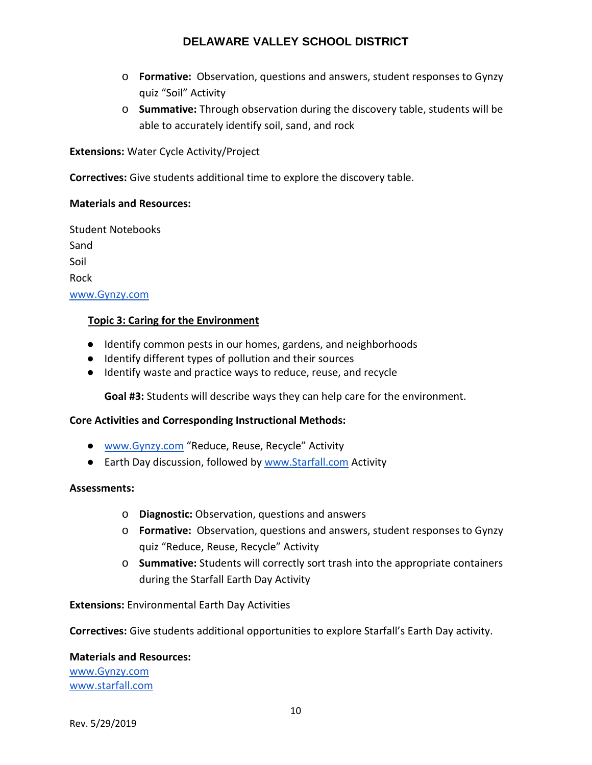- **Formative:** Observation, questions and answers, student responses to Gynzy quiz "Soil" Activity
- **Summative:** Through observation during the discovery table, students will be able to accurately identify soil, sand, and rock

**Extensions:** Water Cycle Activity/Project

**Correctives:** Give students additional time to explore the discovery table.

**Materials and Resources:**

Student Notebooks
Sand
Soil
Rock
[www.Gynzy.com](www.Gynzy.com)

### Topic 3: Caring for the Environment

- Identify common pests in our homes, gardens, and neighborhoods
- Identify different types of pollution and their sources
- Identify waste and practice ways to reduce, reuse, and recycle

**Goal #3:** Students will describe ways they can help care for the environment.

**Core Activities and Corresponding Instructional Methods:**

- [www.Gynzy.com](www.Gynzy.com) "Reduce, Reuse, Recycle" Activity
- Earth Day discussion, followed by [www.Starfall.com](www.Starfall.com) Activity

**Assessments:**

- **Diagnostic:** Observation, questions and answers
- **Formative:** Observation, questions and answers, student responses to Gynzy quiz "Reduce, Reuse, Recycle" Activity
- **Summative:** Students will correctly sort trash into the appropriate containers during the Starfall Earth Day Activity

**Extensions:** Environmental Earth Day Activities

**Correctives:** Give students additional opportunities to explore Starfall's Earth Day activity.

**Materials and Resources:**
[www.Gynzy.com](www.Gynzy.com)
[www.starfall.com](www.starfall.com)

Rev. 5/29/2019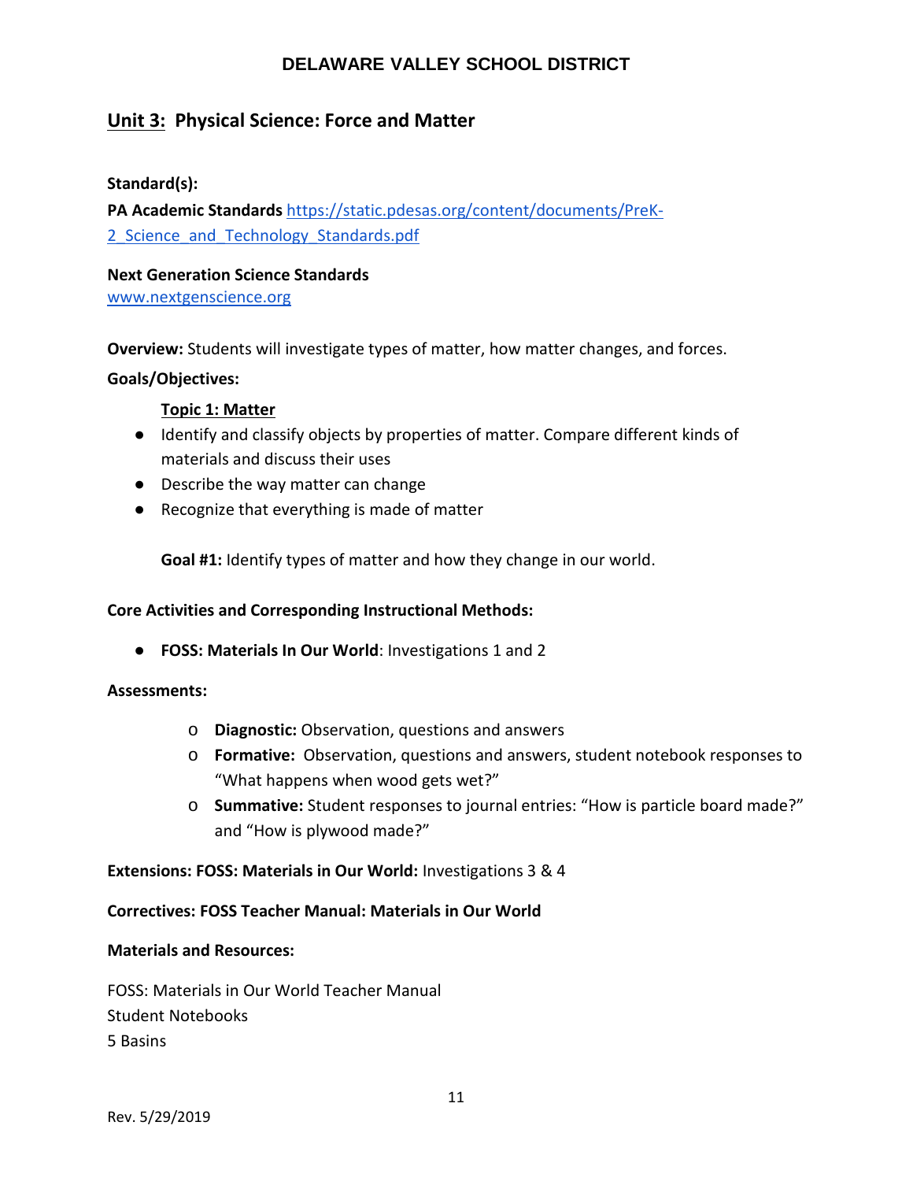## Unit 3: Physical Science: Force and Matter

**Standard(s):**

**PA Academic Standards** https://static.pdesas.org/content/documents/PreK-2_Science_and_Technology_Standards.pdf

**Next Generation Science Standards**
www.nextgenscience.org

**Overview:** Students will investigate types of matter, how matter changes, and forces.

**Goals/Objectives:**

**Topic 1: Matter**

- Identify and classify objects by properties of matter. Compare different kinds of materials and discuss their uses
- Describe the way matter can change
- Recognize that everything is made of matter

**Goal #1:** Identify types of matter and how they change in our world.

**Core Activities and Corresponding Instructional Methods:**

- **FOSS: Materials In Our World**: Investigations 1 and 2

**Assessments:**

- **Diagnostic:** Observation, questions and answers
- **Formative:** Observation, questions and answers, student notebook responses to "What happens when wood gets wet?"
- **Summative:** Student responses to journal entries: "How is particle board made?" and "How is plywood made?"

**Extensions: FOSS: Materials in Our World:** Investigations 3 & 4

**Correctives: FOSS Teacher Manual: Materials in Our World**

**Materials and Resources:**

FOSS: Materials in Our World Teacher Manual
Student Notebooks
5 Basins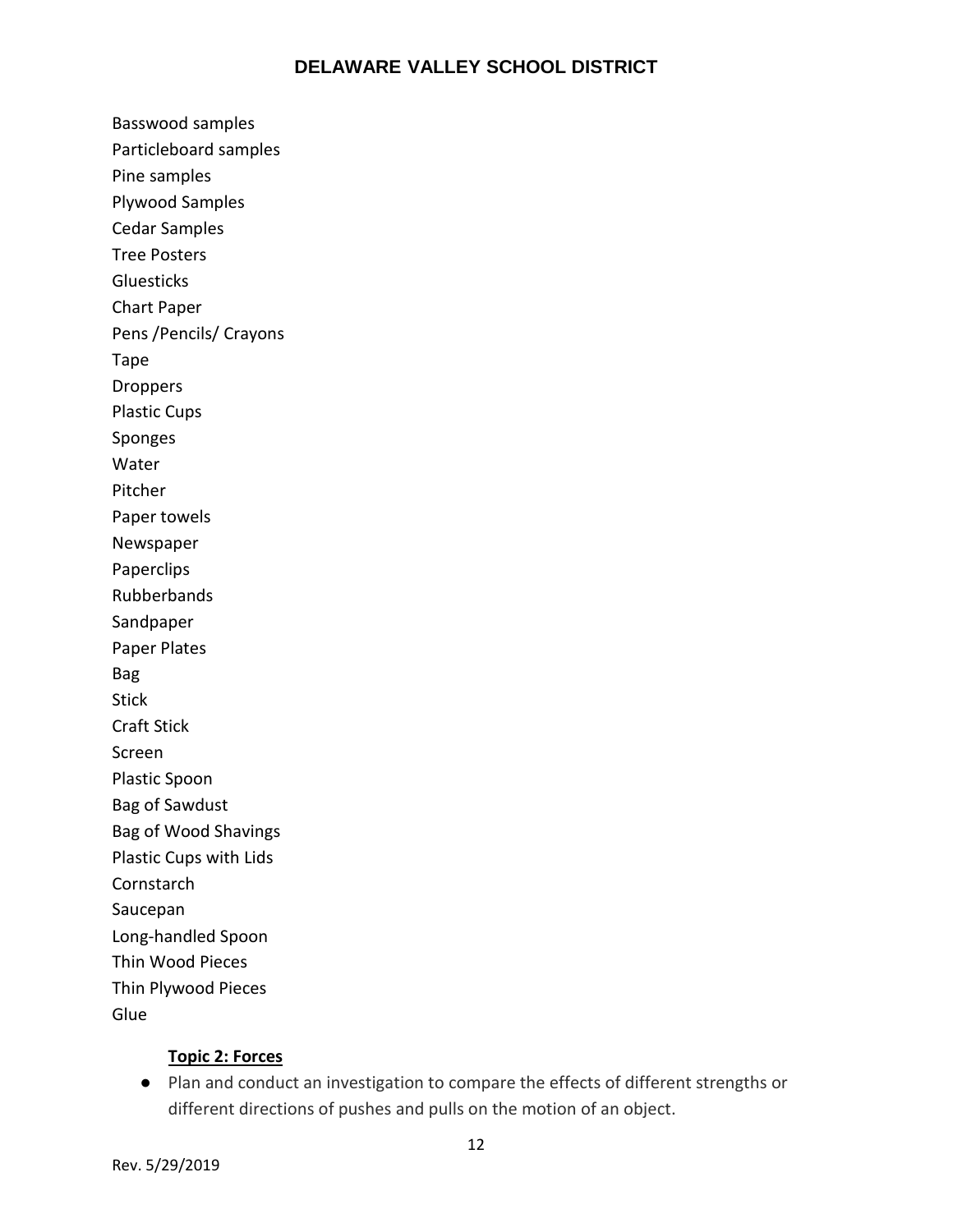Basswood samples
Particleboard samples
Pine samples
Plywood Samples
Cedar Samples
Tree Posters
Gluesticks
Chart Paper
Pens /Pencils/ Crayons
Tape
Droppers
Plastic Cups
Sponges
Water
Pitcher
Paper towels
Newspaper
Paperclips
Rubberbands
Sandpaper
Paper Plates
Bag
Stick
Craft Stick
Screen
Plastic Spoon
Bag of Sawdust
Bag of Wood Shavings
Plastic Cups with Lids
Cornstarch
Saucepan
Long-handled Spoon
Thin Wood Pieces
Thin Plywood Pieces
Glue

**Topic 2: Forces**

- Plan and conduct an investigation to compare the effects of different strengths or different directions of pushes and pulls on the motion of an object.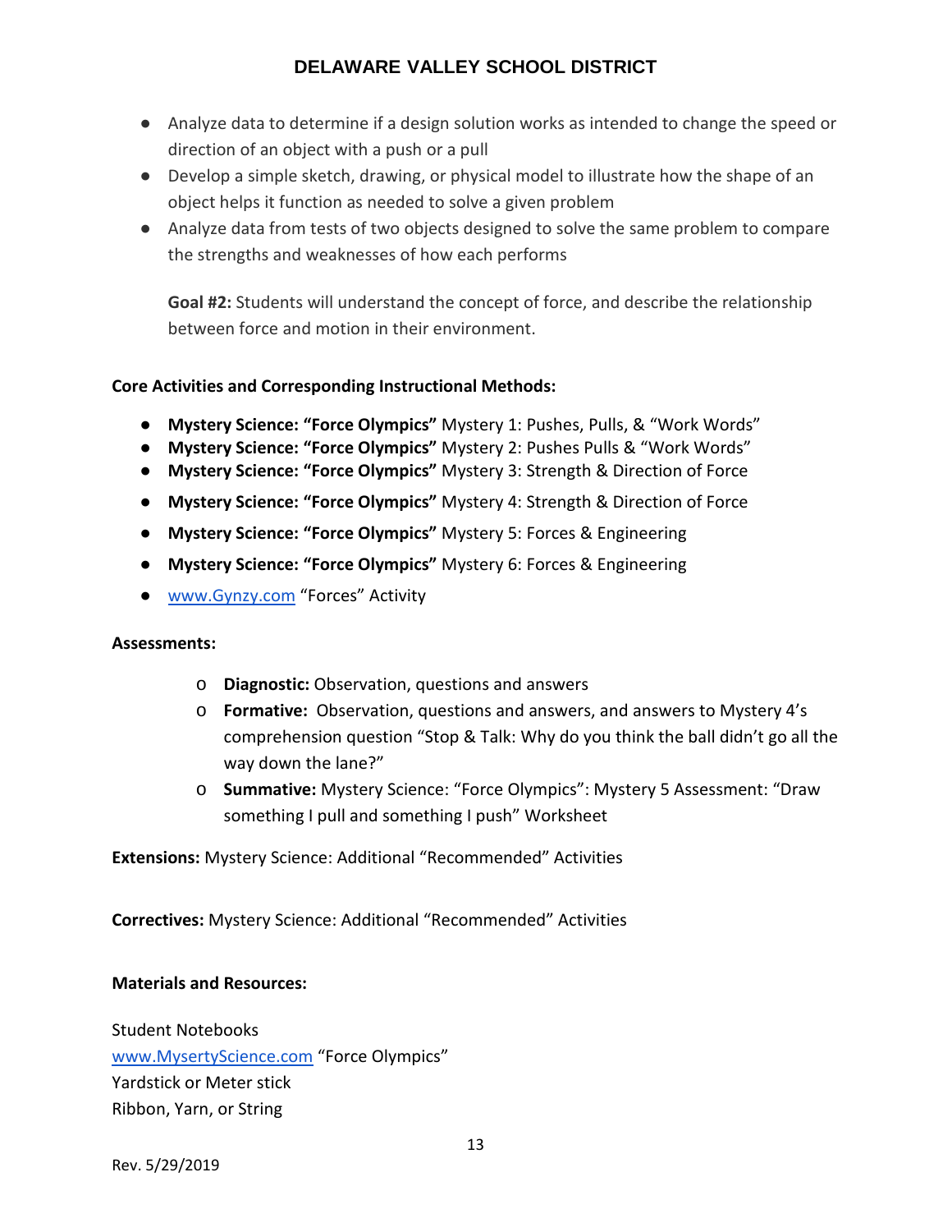- Analyze data to determine if a design solution works as intended to change the speed or direction of an object with a push or a pull
- Develop a simple sketch, drawing, or physical model to illustrate how the shape of an object helps it function as needed to solve a given problem
- Analyze data from tests of two objects designed to solve the same problem to compare the strengths and weaknesses of how each performs

  **Goal #2:** Students will understand the concept of force, and describe the relationship between force and motion in their environment.

**Core Activities and Corresponding Instructional Methods:**

- **Mystery Science: "Force Olympics"** Mystery 1: Pushes, Pulls, & "Work Words"
- **Mystery Science: "Force Olympics"** Mystery 2: Pushes Pulls & "Work Words"
- **Mystery Science: "Force Olympics"** Mystery 3: Strength & Direction of Force
- **Mystery Science: "Force Olympics"** Mystery 4: Strength & Direction of Force
- **Mystery Science: "Force Olympics"** Mystery 5: Forces & Engineering
- **Mystery Science: "Force Olympics"** Mystery 6: Forces & Engineering
- [www.Gynzy.com](www.Gynzy.com) "Forces" Activity

**Assessments:**

- **Diagnostic:** Observation, questions and answers
- **Formative:** Observation, questions and answers, and answers to Mystery 4's comprehension question "Stop & Talk: Why do you think the ball didn't go all the way down the lane?"
- **Summative:** Mystery Science: "Force Olympics": Mystery 5 Assessment: "Draw something I pull and something I push" Worksheet

**Extensions:** Mystery Science: Additional "Recommended" Activities

**Correctives:** Mystery Science: Additional "Recommended" Activities

**Materials and Resources:**

Student Notebooks
[www.MysertyScience.com](www.MysertyScience.com) "Force Olympics"
Yardstick or Meter stick
Ribbon, Yarn, or String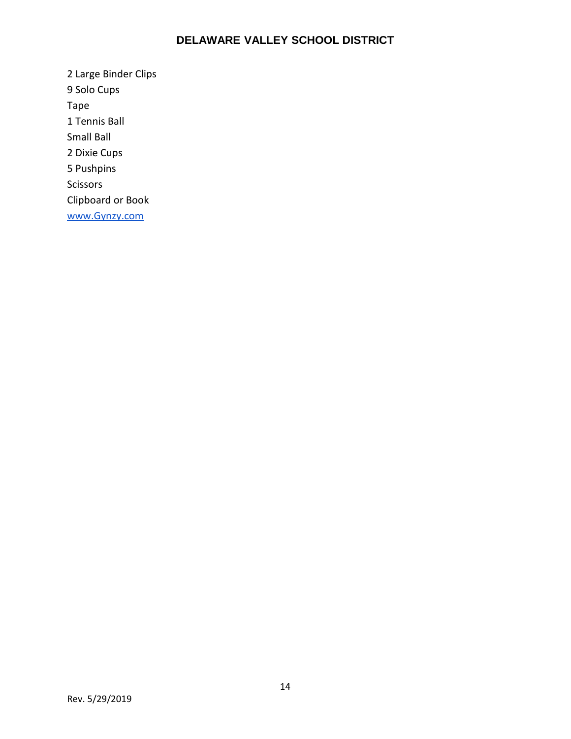2 Large Binder Clips
9 Solo Cups
Tape
1 Tennis Ball
Small Ball
2 Dixie Cups
5 Pushpins
Scissors
Clipboard or Book
[www.Gynzy.com](http://www.Gynzy.com)

Rev. 5/29/2019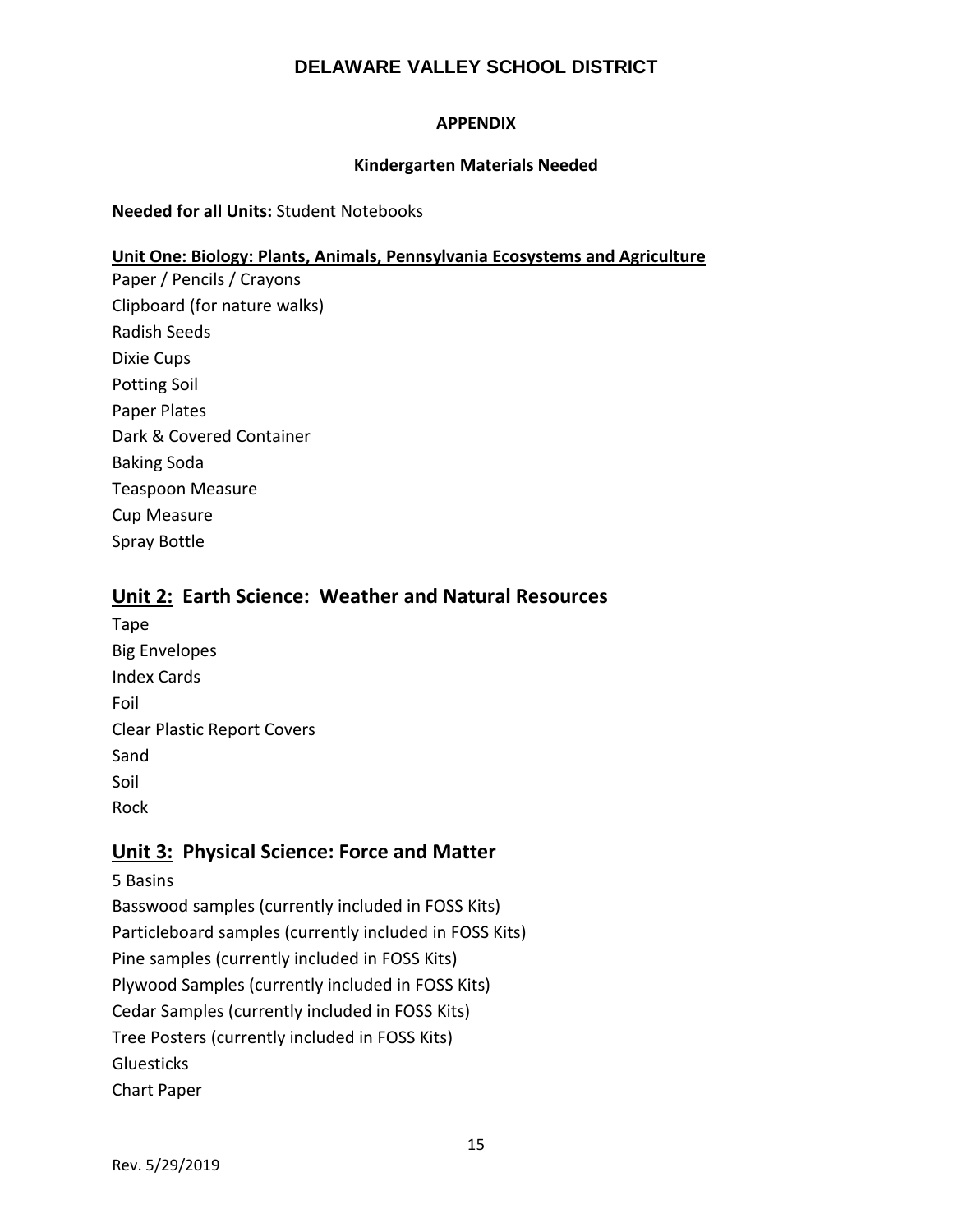# DELAWARE VALLEY SCHOOL DISTRICT

## APPENDIX

### Kindergarten Materials Needed

**Needed for all Units:** Student Notebooks

**Unit One: Biology: Plants, Animals, Pennsylvania Ecosystems and Agriculture**

Paper / Pencils / Crayons
Clipboard (for nature walks)
Radish Seeds
Dixie Cups
Potting Soil
Paper Plates
Dark & Covered Container
Baking Soda
Teaspoon Measure
Cup Measure
Spray Bottle

## Unit 2: Earth Science: Weather and Natural Resources

Tape
Big Envelopes
Index Cards
Foil
Clear Plastic Report Covers
Sand
Soil
Rock

## Unit 3: Physical Science: Force and Matter

5 Basins
Basswood samples (currently included in FOSS Kits)
Particleboard samples (currently included in FOSS Kits)
Pine samples (currently included in FOSS Kits)
Plywood Samples (currently included in FOSS Kits)
Cedar Samples (currently included in FOSS Kits)
Tree Posters (currently included in FOSS Kits)
Gluesticks
Chart Paper

Rev. 5/29/2019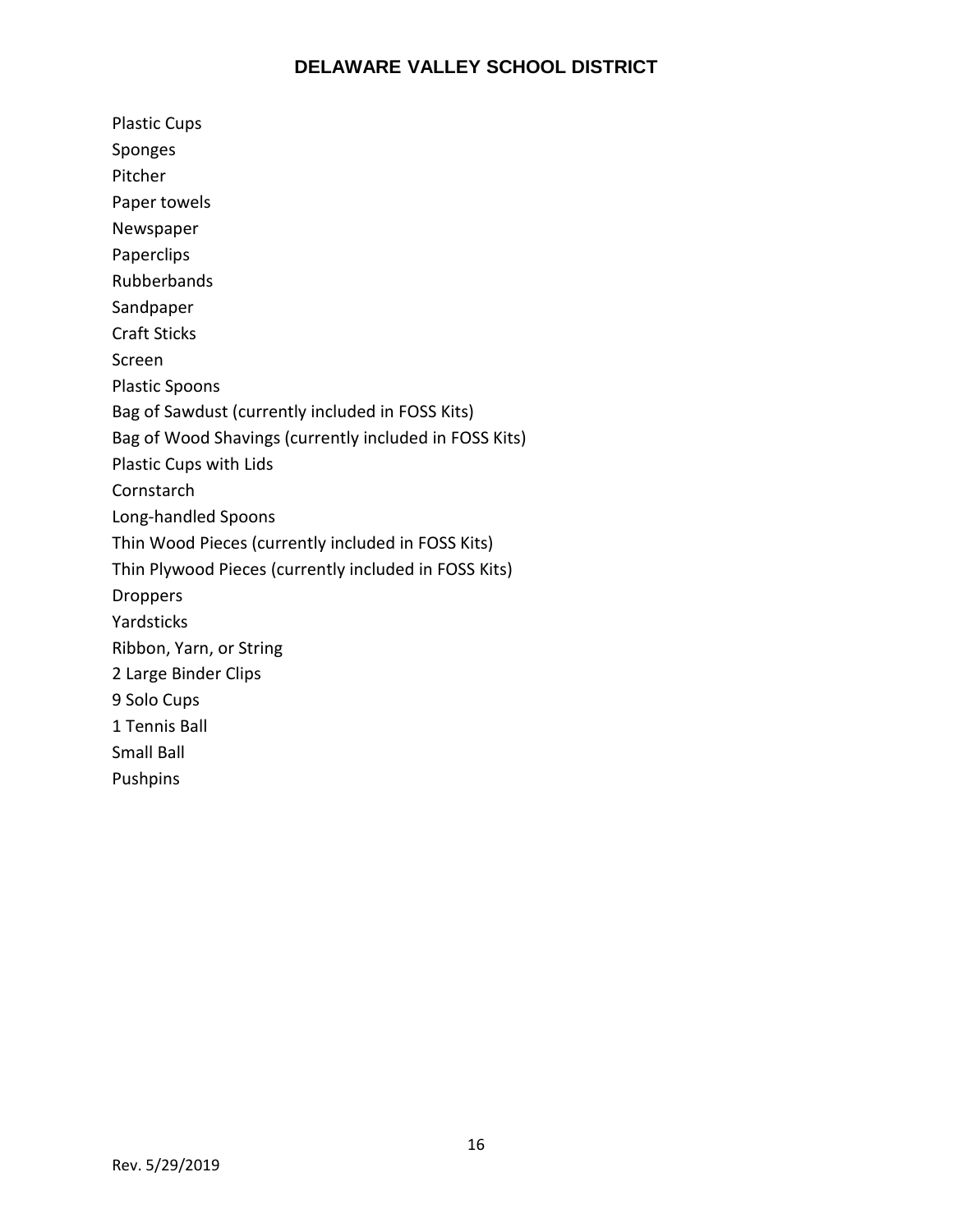Plastic Cups
Sponges
Pitcher
Paper towels
Newspaper
Paperclips
Rubberbands
Sandpaper
Craft Sticks
Screen
Plastic Spoons
Bag of Sawdust (currently included in FOSS Kits)
Bag of Wood Shavings (currently included in FOSS Kits)
Plastic Cups with Lids
Cornstarch
Long-handled Spoons
Thin Wood Pieces (currently included in FOSS Kits)
Thin Plywood Pieces (currently included in FOSS Kits)
Droppers
Yardsticks
Ribbon, Yarn, or String
2 Large Binder Clips
9 Solo Cups
1 Tennis Ball
Small Ball
Pushpins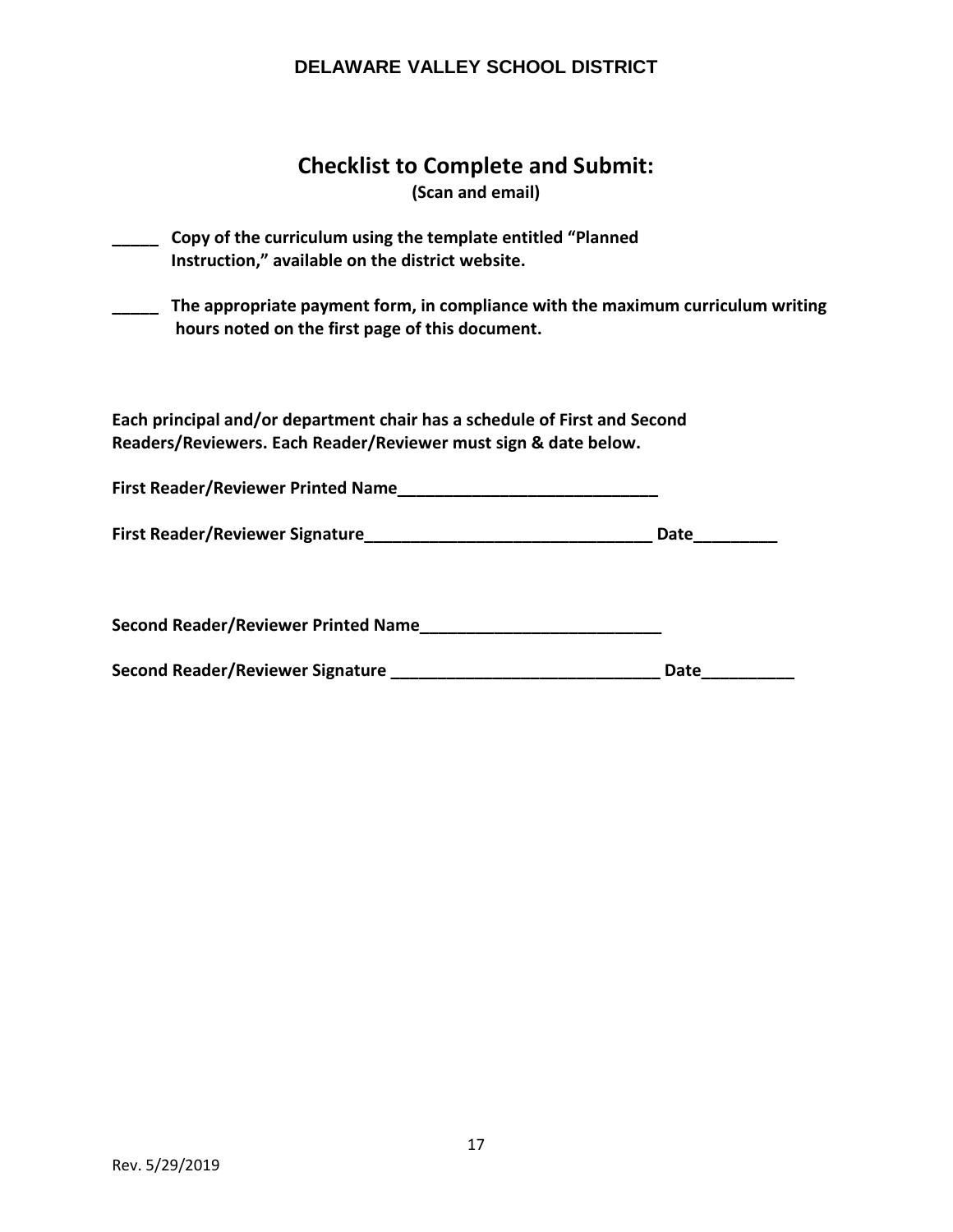## Checklist to Complete and Submit:

**(Scan and email)**

**_____ Copy of the curriculum using the template entitled "Planned Instruction," available on the district website.**

**_____ The appropriate payment form, in compliance with the maximum curriculum writing hours noted on the first page of this document.**

**Each principal and/or department chair has a schedule of First and Second Readers/Reviewers. Each Reader/Reviewer must sign & date below.**

**First Reader/Reviewer Printed Name_____________________________**

**First Reader/Reviewer Signature________________________________ Date_________**

**Second Reader/Reviewer Printed Name__________________________**

**Second Reader/Reviewer Signature _____________________________ Date__________**

Rev. 5/29/2019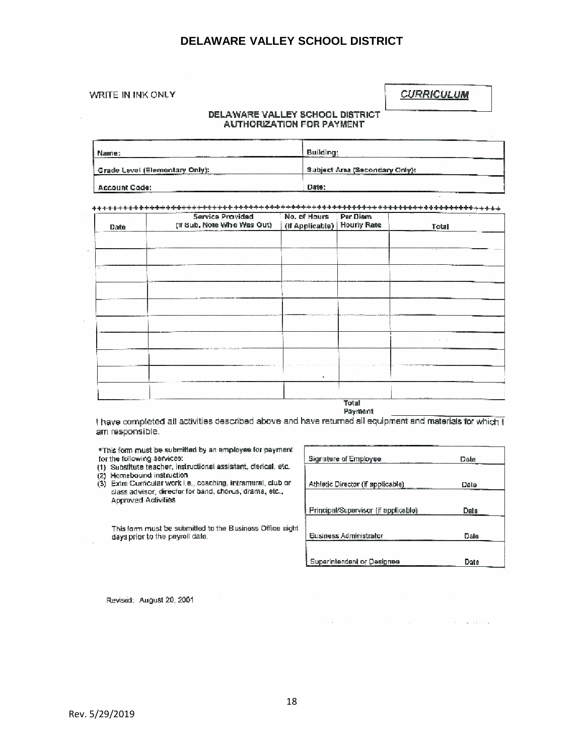# DELAWARE VALLEY SCHOOL DISTRICT

WRITE IN INK ONLY

***CURRICULUM***

## DELAWARE VALLEY SCHOOL DISTRICT
## AUTHORIZATION FOR PAYMENT

| | |
|---|---|
| Name: | Building: |
| Grade Level (Elementary Only): | Subject Area (Secondary Only): |
| Account Code: | Date: |

| Date | Service Provided (If Sub, Note Who Was Out) | No. of Hours (If Applicable) | Per Diem Hourly Rate | Total |
|---|---|---|---|---|
| | | | | |
| | | | | |
| | | | | |
| | | | | |
| | | | | |
| | | | | |
| | | | | |
| | | | | |
| | | | | |
| | | | | |
| | | | Total Payment | |

I have completed all activities described above and have returned all equipment and materials for which I am responsible.

*This form must be submitted by an employee for payment for the following services:
(1) Substitute teacher, instructional assistant, clerical, etc.
(2) Homebound instruction
(3) Extra Curricular work i.e., coaching, intramural, club or class advisor, director for band, chorus, drama, etc., Approved Activities

This form must be submitted to the Business Office eight days prior to the payroll date.

| | |
|---|---|
| Signature of Employee | Date |
| Athletic Director (if applicable) | Date |
| Principal/Supervisor (if applicable) | Date |
| Business Administrator | Date |
| Superintendent or Designee | Date |

Revised: August 20, 2001

Rev. 5/29/2019